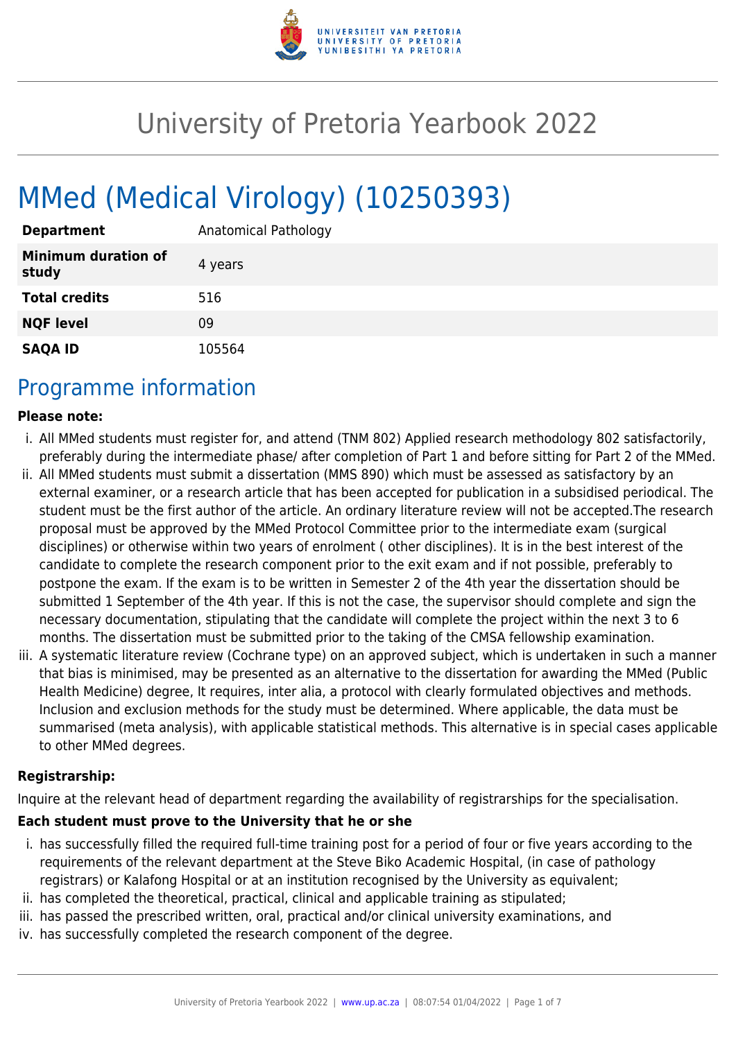# University of Pretoria Yearbook 2022

# MMed (Medical Virology) (10250393)

| | |
|---|---|
| **Department** | Anatomical Pathology |
| **Minimum duration of study** | 4 years |
| **Total credits** | 516 |
| **NQF level** | 09 |
| **SAQA ID** | 105564 |

## Programme information

**Please note:**

1. All MMed students must register for, and attend (TNM 802) Applied research methodology 802 satisfactorily, preferably during the intermediate phase/ after completion of Part 1 and before sitting for Part 2 of the MMed.
2. All MMed students must submit a dissertation (MMS 890) which must be assessed as satisfactory by an external examiner, or a research article that has been accepted for publication in a subsidised periodical. The student must be the first author of the article. An ordinary literature review will not be accepted.The research proposal must be approved by the MMed Protocol Committee prior to the intermediate exam (surgical disciplines) or otherwise within two years of enrolment ( other disciplines). It is in the best interest of the candidate to complete the research component prior to the exit exam and if not possible, preferably to postpone the exam. If the exam is to be written in Semester 2 of the 4th year the dissertation should be submitted 1 September of the 4th year. If this is not the case, the supervisor should complete and sign the necessary documentation, stipulating that the candidate will complete the project within the next 3 to 6 months. The dissertation must be submitted prior to the taking of the CMSA fellowship examination.
3. A systematic literature review (Cochrane type) on an approved subject, which is undertaken in such a manner that bias is minimised, may be presented as an alternative to the dissertation for awarding the MMed (Public Health Medicine) degree, It requires, inter alia, a protocol with clearly formulated objectives and methods. Inclusion and exclusion methods for the study must be determined. Where applicable, the data must be summarised (meta analysis), with applicable statistical methods. This alternative is in special cases applicable to other MMed degrees.

**Registrarship:**

Inquire at the relevant head of department regarding the availability of registrarships for the specialisation.

**Each student must prove to the University that he or she**

1. has successfully filled the required full-time training post for a period of four or five years according to the requirements of the relevant department at the Steve Biko Academic Hospital, (in case of pathology registrars) or Kalafong Hospital or at an institution recognised by the University as equivalent;
2. has completed the theoretical, practical, clinical and applicable training as stipulated;
3. has passed the prescribed written, oral, practical and/or clinical university examinations, and
4. has successfully completed the research component of the degree.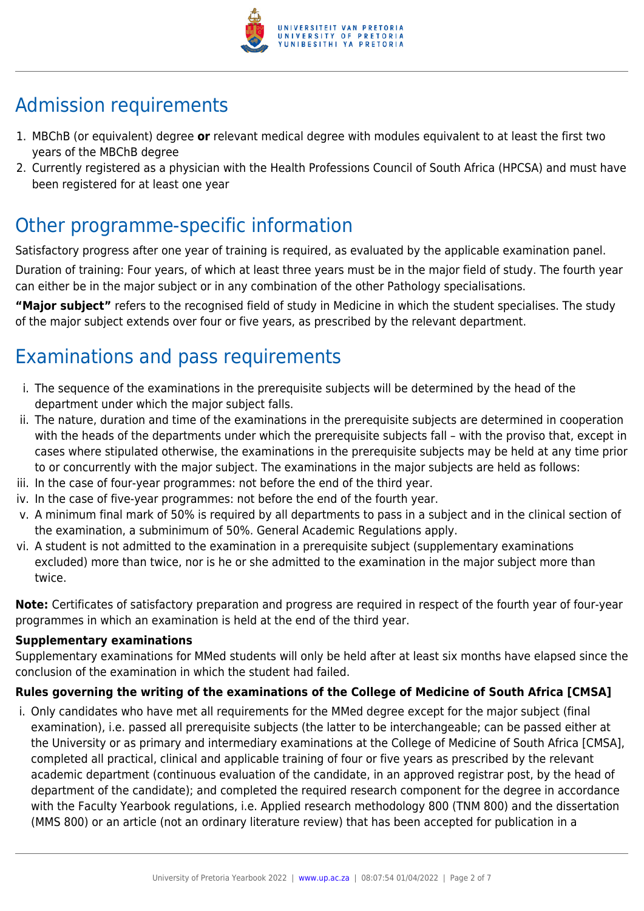## Admission requirements

1. MBChB (or equivalent) degree **or** relevant medical degree with modules equivalent to at least the first two years of the MBChB degree
2. Currently registered as a physician with the Health Professions Council of South Africa (HPCSA) and must have been registered for at least one year

## Other programme-specific information

Satisfactory progress after one year of training is required, as evaluated by the applicable examination panel.

Duration of training: Four years, of which at least three years must be in the major field of study. The fourth year can either be in the major subject or in any combination of the other Pathology specialisations.

**"Major subject"** refers to the recognised field of study in Medicine in which the student specialises. The study of the major subject extends over four or five years, as prescribed by the relevant department.

## Examinations and pass requirements

i. The sequence of the examinations in the prerequisite subjects will be determined by the head of the department under which the major subject falls.
ii. The nature, duration and time of the examinations in the prerequisite subjects are determined in cooperation with the heads of the departments under which the prerequisite subjects fall – with the proviso that, except in cases where stipulated otherwise, the examinations in the prerequisite subjects may be held at any time prior to or concurrently with the major subject. The examinations in the major subjects are held as follows:
iii. In the case of four-year programmes: not before the end of the third year.
iv. In the case of five-year programmes: not before the end of the fourth year.
v. A minimum final mark of 50% is required by all departments to pass in a subject and in the clinical section of the examination, a subminimum of 50%. General Academic Regulations apply.
vi. A student is not admitted to the examination in a prerequisite subject (supplementary examinations excluded) more than twice, nor is he or she admitted to the examination in the major subject more than twice.

**Note:** Certificates of satisfactory preparation and progress are required in respect of the fourth year of four-year programmes in which an examination is held at the end of the third year.

**Supplementary examinations**

Supplementary examinations for MMed students will only be held after at least six months have elapsed since the conclusion of the examination in which the student had failed.

**Rules governing the writing of the examinations of the College of Medicine of South Africa [CMSA]**

i. Only candidates who have met all requirements for the MMed degree except for the major subject (final examination), i.e. passed all prerequisite subjects (the latter to be interchangeable; can be passed either at the University or as primary and intermediary examinations at the College of Medicine of South Africa [CMSA], completed all practical, clinical and applicable training of four or five years as prescribed by the relevant academic department (continuous evaluation of the candidate, in an approved registrar post, by the head of department of the candidate); and completed the required research component for the degree in accordance with the Faculty Yearbook regulations, i.e. Applied research methodology 800 (TNM 800) and the dissertation (MMS 800) or an article (not an ordinary literature review) that has been accepted for publication in a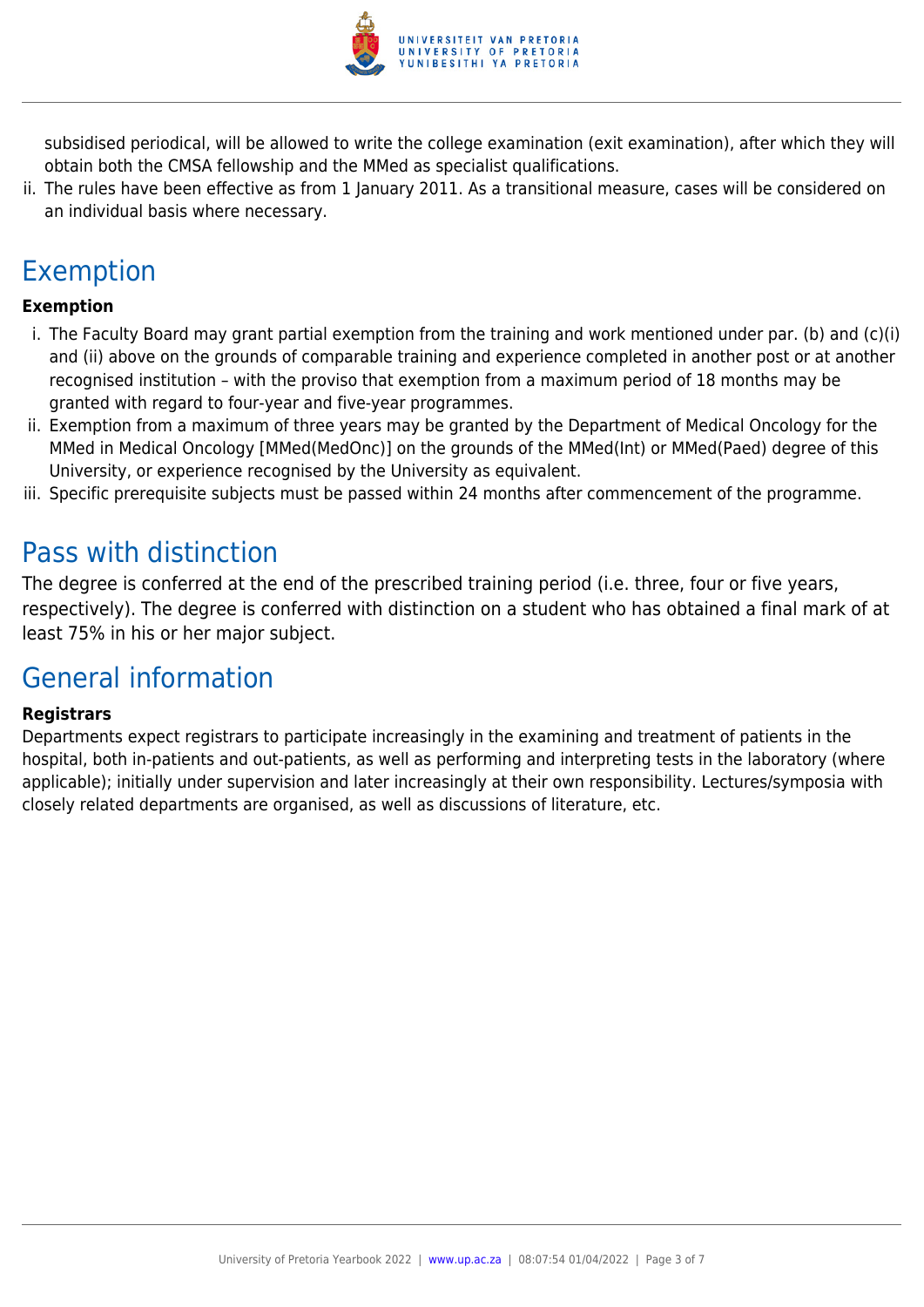subsidised periodical, will be allowed to write the college examination (exit examination), after which they will obtain both the CMSA fellowship and the MMed as specialist qualifications.

ii. The rules have been effective as from 1 January 2011. As a transitional measure, cases will be considered on an individual basis where necessary.

## Exemption

**Exemption**

i. The Faculty Board may grant partial exemption from the training and work mentioned under par. (b) and (c)(i) and (ii) above on the grounds of comparable training and experience completed in another post or at another recognised institution – with the proviso that exemption from a maximum period of 18 months may be granted with regard to four-year and five-year programmes.
ii. Exemption from a maximum of three years may be granted by the Department of Medical Oncology for the MMed in Medical Oncology [MMed(MedOnc)] on the grounds of the MMed(Int) or MMed(Paed) degree of this University, or experience recognised by the University as equivalent.
iii. Specific prerequisite subjects must be passed within 24 months after commencement of the programme.

## Pass with distinction

The degree is conferred at the end of the prescribed training period (i.e. three, four or five years, respectively). The degree is conferred with distinction on a student who has obtained a final mark of at least 75% in his or her major subject.

## General information

**Registrars**

Departments expect registrars to participate increasingly in the examining and treatment of patients in the hospital, both in-patients and out-patients, as well as performing and interpreting tests in the laboratory (where applicable); initially under supervision and later increasingly at their own responsibility. Lectures/symposia with closely related departments are organised, as well as discussions of literature, etc.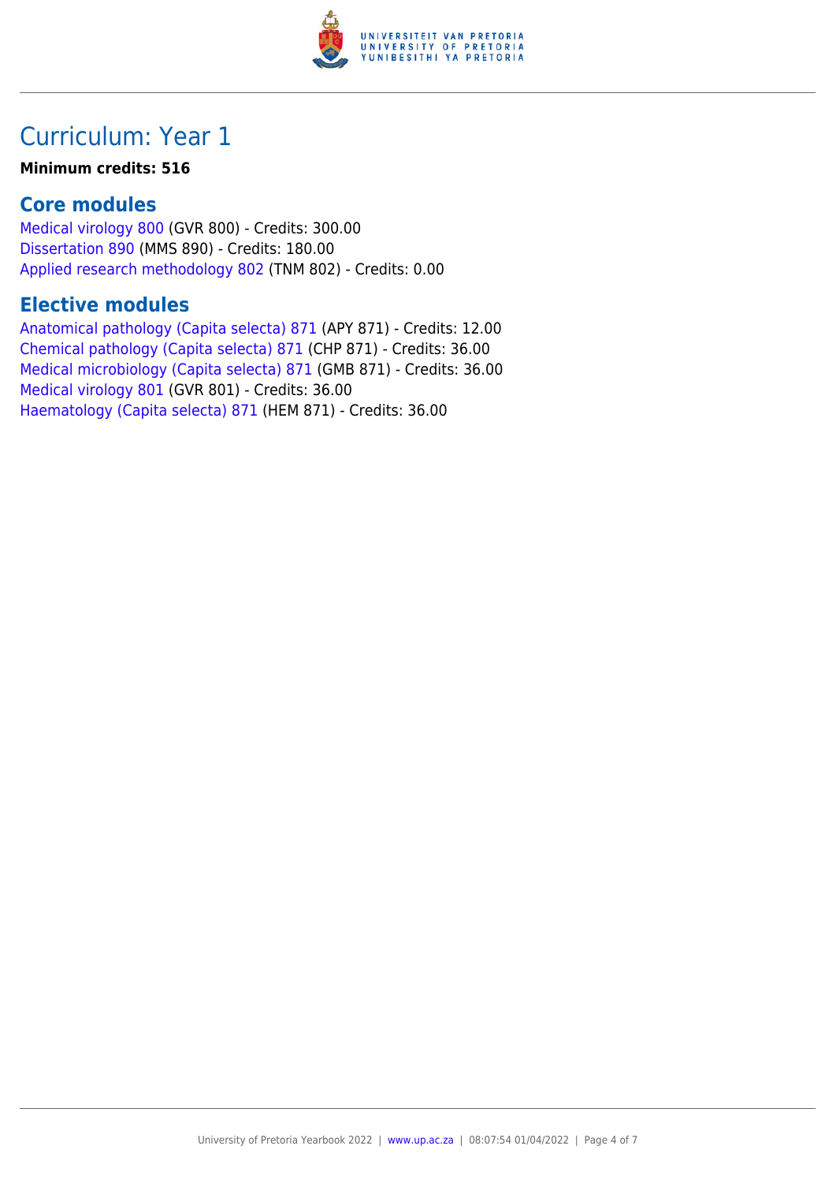# Curriculum: Year 1

**Minimum credits: 516**

## Core modules

Medical virology 800 (GVR 800) - Credits: 300.00
Dissertation 890 (MMS 890) - Credits: 180.00
Applied research methodology 802 (TNM 802) - Credits: 0.00

## Elective modules

Anatomical pathology (Capita selecta) 871 (APY 871) - Credits: 12.00
Chemical pathology (Capita selecta) 871 (CHP 871) - Credits: 36.00
Medical microbiology (Capita selecta) 871 (GMB 871) - Credits: 36.00
Medical virology 801 (GVR 801) - Credits: 36.00
Haematology (Capita selecta) 871 (HEM 871) - Credits: 36.00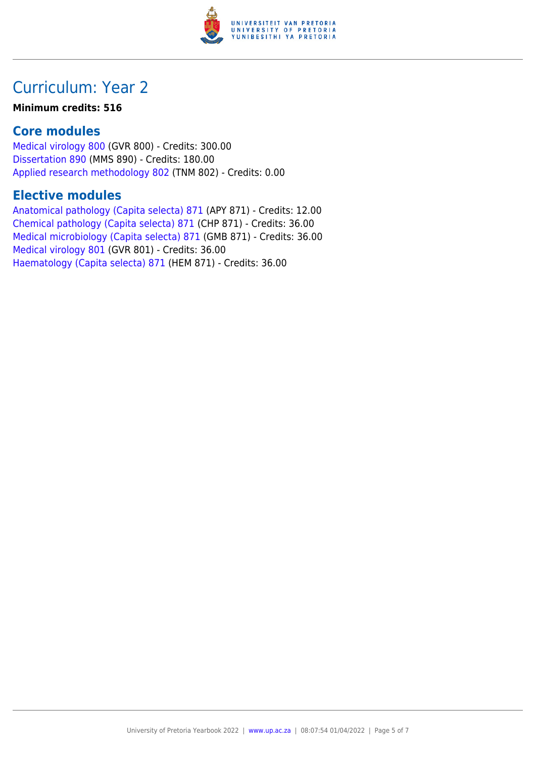# Curriculum: Year 2

**Minimum credits: 516**

## Core modules

Medical virology 800 (GVR 800) - Credits: 300.00
Dissertation 890 (MMS 890) - Credits: 180.00
Applied research methodology 802 (TNM 802) - Credits: 0.00

## Elective modules

Anatomical pathology (Capita selecta) 871 (APY 871) - Credits: 12.00
Chemical pathology (Capita selecta) 871 (CHP 871) - Credits: 36.00
Medical microbiology (Capita selecta) 871 (GMB 871) - Credits: 36.00
Medical virology 801 (GVR 801) - Credits: 36.00
Haematology (Capita selecta) 871 (HEM 871) - Credits: 36.00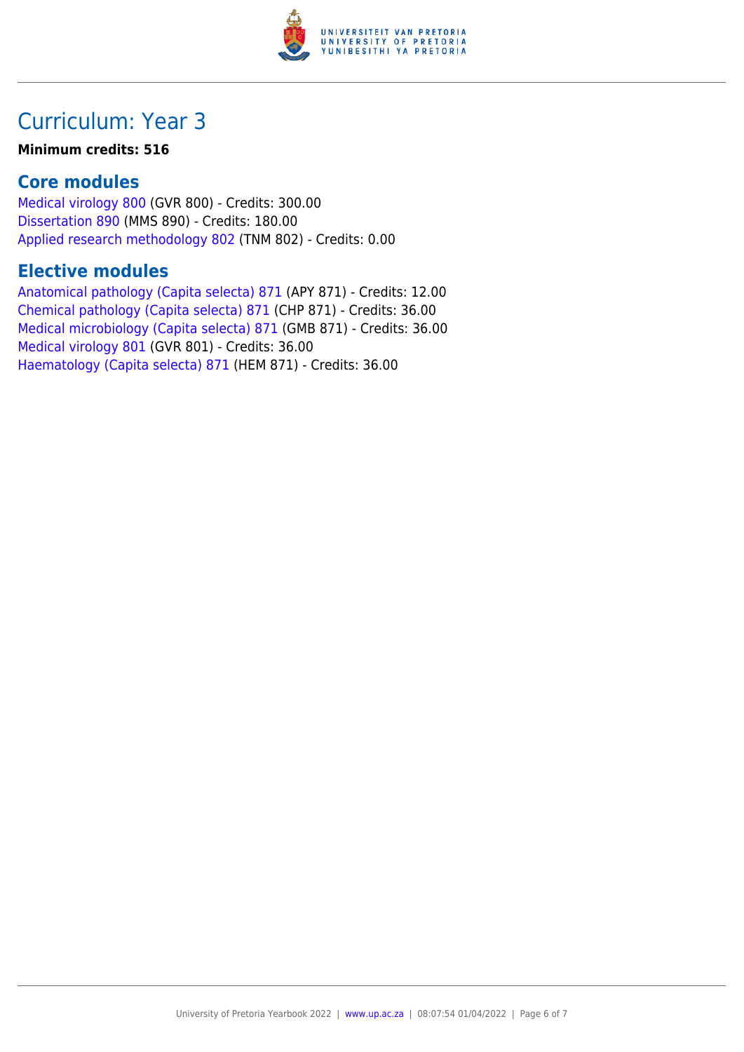# Curriculum: Year 3

**Minimum credits: 516**

## Core modules

Medical virology 800 (GVR 800) - Credits: 300.00
Dissertation 890 (MMS 890) - Credits: 180.00
Applied research methodology 802 (TNM 802) - Credits: 0.00

## Elective modules

Anatomical pathology (Capita selecta) 871 (APY 871) - Credits: 12.00
Chemical pathology (Capita selecta) 871 (CHP 871) - Credits: 36.00
Medical microbiology (Capita selecta) 871 (GMB 871) - Credits: 36.00
Medical virology 801 (GVR 801) - Credits: 36.00
Haematology (Capita selecta) 871 (HEM 871) - Credits: 36.00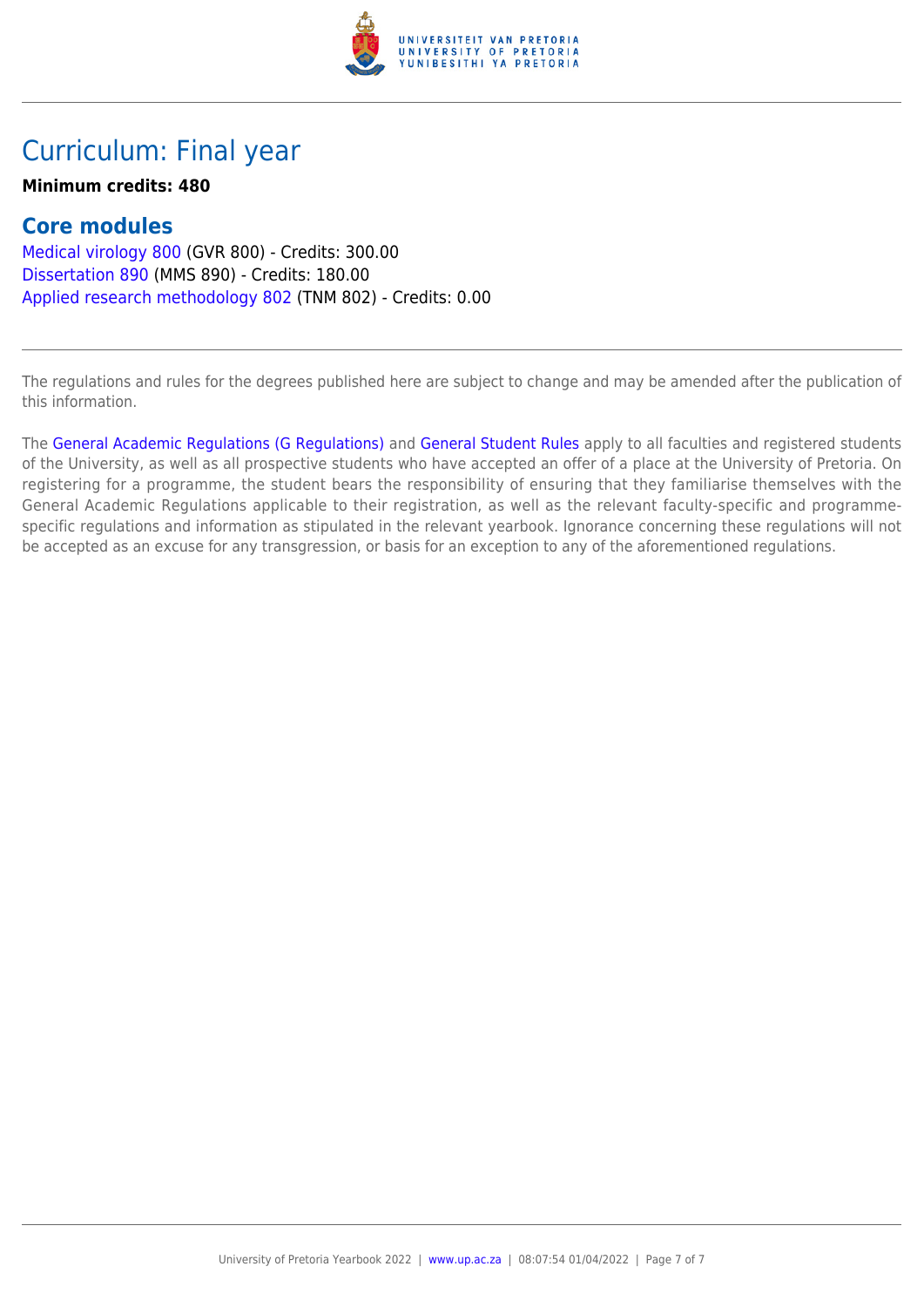# Curriculum: Final year

**Minimum credits: 480**

## Core modules

Medical virology 800 (GVR 800) - Credits: 300.00
Dissertation 890 (MMS 890) - Credits: 180.00
Applied research methodology 802 (TNM 802) - Credits: 0.00

The regulations and rules for the degrees published here are subject to change and may be amended after the publication of this information.

The General Academic Regulations (G Regulations) and General Student Rules apply to all faculties and registered students of the University, as well as all prospective students who have accepted an offer of a place at the University of Pretoria. On registering for a programme, the student bears the responsibility of ensuring that they familiarise themselves with the General Academic Regulations applicable to their registration, as well as the relevant faculty-specific and programme-specific regulations and information as stipulated in the relevant yearbook. Ignorance concerning these regulations will not be accepted as an excuse for any transgression, or basis for an exception to any of the aforementioned regulations.